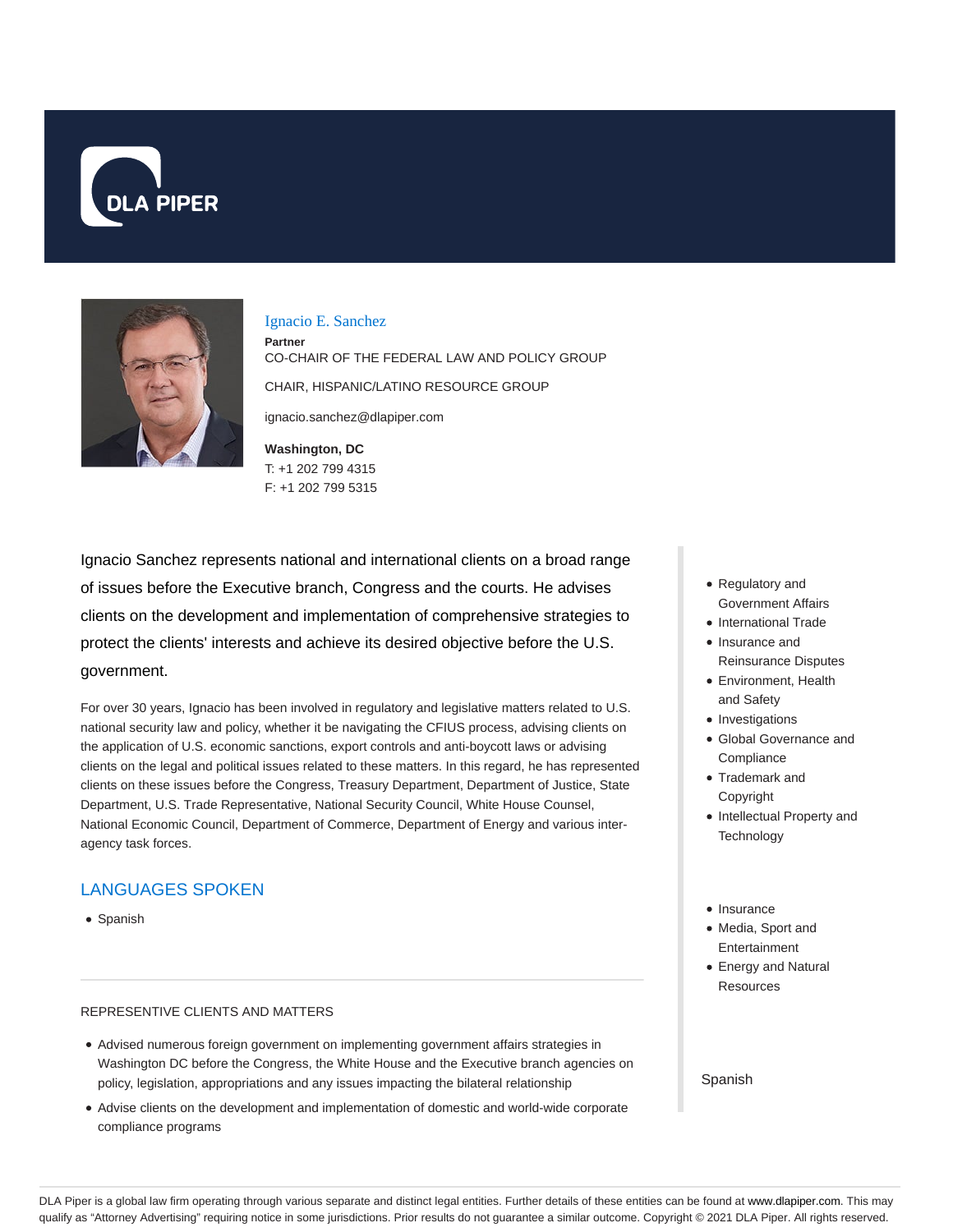DLA PIPER

# Ignacio E. Sanchez

**Partner**

CO-CHAIR OF THE FEDERAL LAW AND POLICY GROUP

CHAIR, HISPANIC/LATINO RESOURCE GROUP

ignacio.sanchez@dlapiper.com

**Washington, DC**

T: +1 202 799 4315

F: +1 202 799 5315

Ignacio Sanchez represents national and international clients on a broad range of issues before the Executive branch, Congress and the courts. He advises clients on the development and implementation of comprehensive strategies to protect the clients' interests and achieve its desired objective before the U.S. government.

For over 30 years, Ignacio has been involved in regulatory and legislative matters related to U.S. national security law and policy, whether it be navigating the CFIUS process, advising clients on the application of U.S. economic sanctions, export controls and anti-boycott laws or advising clients on the legal and political issues related to these matters. In this regard, he has represented clients on these issues before the Congress, Treasury Department, Department of Justice, State Department, U.S. Trade Representative, National Security Council, White House Counsel, National Economic Council, Department of Commerce, Department of Energy and various inter-agency task forces.

## LANGUAGES SPOKEN

- Spanish

REPRESENTIVE CLIENTS AND MATTERS

- Advised numerous foreign government on implementing government affairs strategies in Washington DC before the Congress, the White House and the Executive branch agencies on policy, legislation, appropriations and any issues impacting the bilateral relationship
- Advise clients on the development and implementation of domestic and world-wide corporate compliance programs

- Regulatory and Government Affairs
- International Trade
- Insurance and Reinsurance Disputes
- Environment, Health and Safety
- Investigations
- Global Governance and Compliance
- Trademark and Copyright
- Intellectual Property and Technology

- Insurance
- Media, Sport and Entertainment
- Energy and Natural Resources

Spanish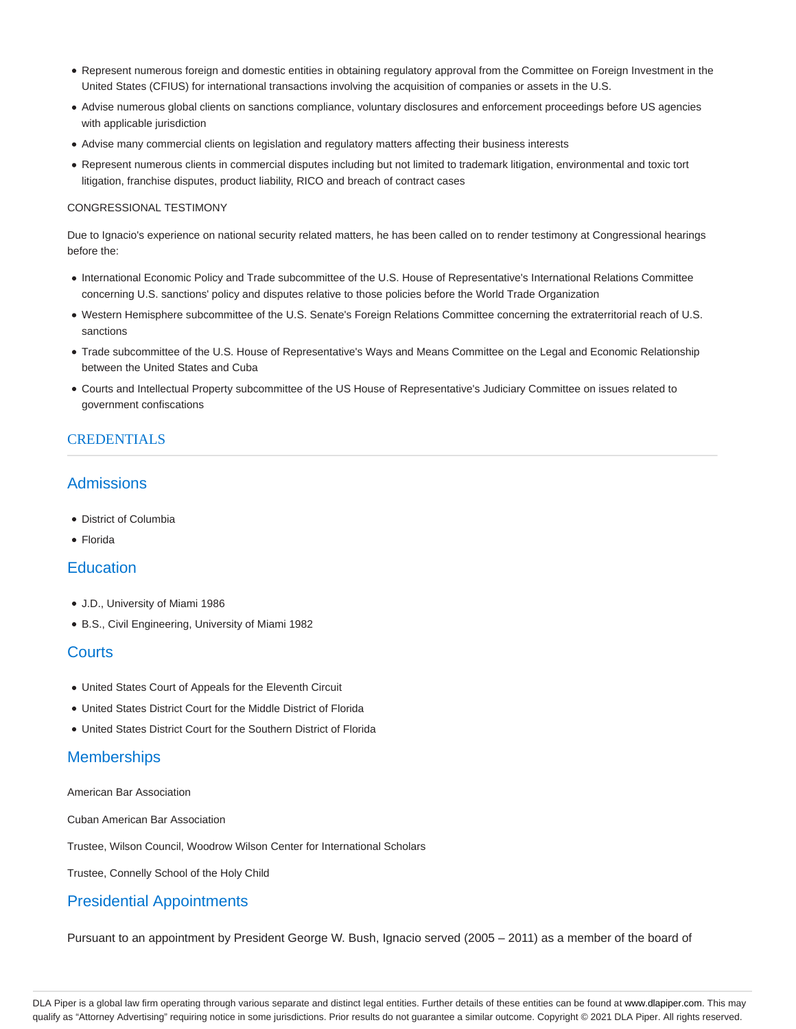- Represent numerous foreign and domestic entities in obtaining regulatory approval from the Committee on Foreign Investment in the United States (CFIUS) for international transactions involving the acquisition of companies or assets in the U.S.
- Advise numerous global clients on sanctions compliance, voluntary disclosures and enforcement proceedings before US agencies with applicable jurisdiction
- Advise many commercial clients on legislation and regulatory matters affecting their business interests
- Represent numerous clients in commercial disputes including but not limited to trademark litigation, environmental and toxic tort litigation, franchise disputes, product liability, RICO and breach of contract cases

CONGRESSIONAL TESTIMONY

Due to Ignacio's experience on national security related matters, he has been called on to render testimony at Congressional hearings before the:

- International Economic Policy and Trade subcommittee of the U.S. House of Representative's International Relations Committee concerning U.S. sanctions' policy and disputes relative to those policies before the World Trade Organization
- Western Hemisphere subcommittee of the U.S. Senate's Foreign Relations Committee concerning the extraterritorial reach of U.S. sanctions
- Trade subcommittee of the U.S. House of Representative's Ways and Means Committee on the Legal and Economic Relationship between the United States and Cuba
- Courts and Intellectual Property subcommittee of the US House of Representative's Judiciary Committee on issues related to government confiscations

## CREDENTIALS

### Admissions

- District of Columbia
- Florida

### Education

- J.D., University of Miami 1986
- B.S., Civil Engineering, University of Miami 1982

### Courts

- United States Court of Appeals for the Eleventh Circuit
- United States District Court for the Middle District of Florida
- United States District Court for the Southern District of Florida

### Memberships

American Bar Association

Cuban American Bar Association

Trustee, Wilson Council, Woodrow Wilson Center for International Scholars

Trustee, Connelly School of the Holy Child

### Presidential Appointments

Pursuant to an appointment by President George W. Bush, Ignacio served (2005 – 2011) as a member of the board of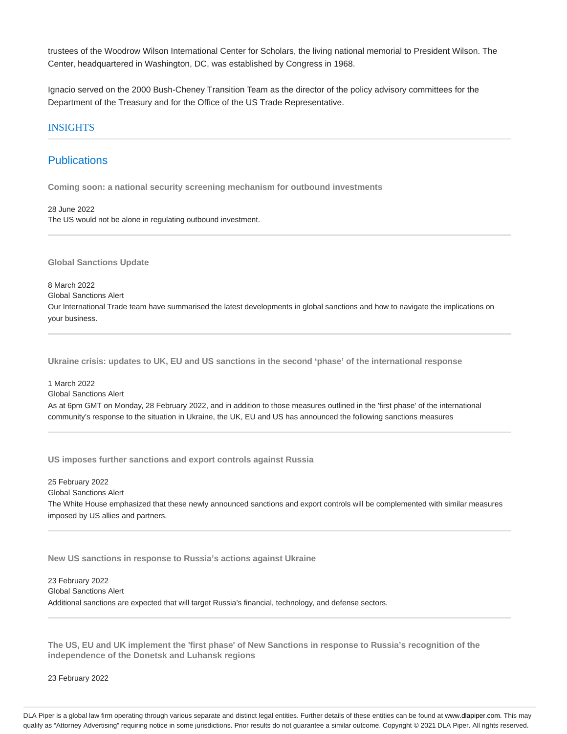trustees of the Woodrow Wilson International Center for Scholars, the living national memorial to President Wilson. The Center, headquartered in Washington, DC, was established by Congress in 1968.

Ignacio served on the 2000 Bush-Cheney Transition Team as the director of the policy advisory committees for the Department of the Treasury and for the Office of the US Trade Representative.

## INSIGHTS

## Publications

**Coming soon: a national security screening mechanism for outbound investments**

28 June 2022
The US would not be alone in regulating outbound investment.

---

**Global Sanctions Update**

8 March 2022
Global Sanctions Alert
Our International Trade team have summarised the latest developments in global sanctions and how to navigate the implications on your business.

---

**Ukraine crisis: updates to UK, EU and US sanctions in the second 'phase' of the international response**

1 March 2022
Global Sanctions Alert
As at 6pm GMT on Monday, 28 February 2022, and in addition to those measures outlined in the 'first phase' of the international community's response to the situation in Ukraine, the UK, EU and US has announced the following sanctions measures

---

**US imposes further sanctions and export controls against Russia**

25 February 2022
Global Sanctions Alert
The White House emphasized that these newly announced sanctions and export controls will be complemented with similar measures imposed by US allies and partners.

---

**New US sanctions in response to Russia's actions against Ukraine**

23 February 2022
Global Sanctions Alert
Additional sanctions are expected that will target Russia's financial, technology, and defense sectors.

---

**The US, EU and UK implement the 'first phase' of New Sanctions in response to Russia's recognition of the independence of the Donetsk and Luhansk regions**

23 February 2022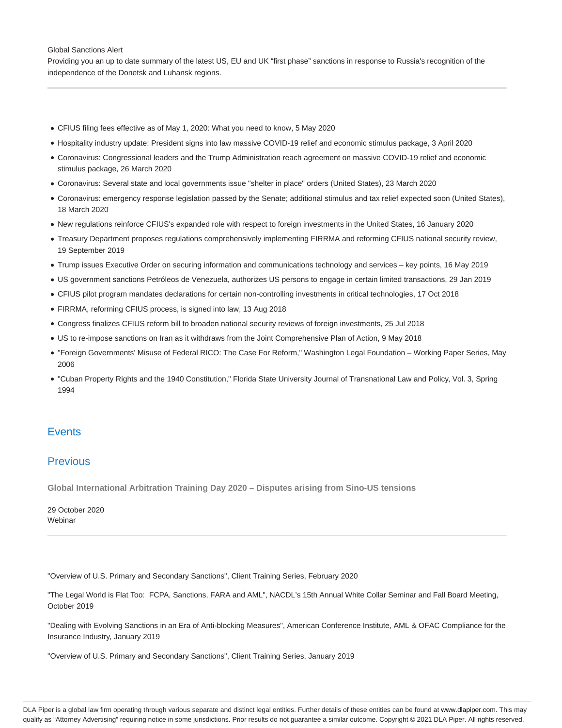Global Sanctions Alert

Providing you an up to date summary of the latest US, EU and UK "first phase" sanctions in response to Russia's recognition of the independence of the Donetsk and Luhansk regions.

---

- CFIUS filing fees effective as of May 1, 2020: What you need to know, 5 May 2020
- Hospitality industry update: President signs into law massive COVID-19 relief and economic stimulus package, 3 April 2020
- Coronavirus: Congressional leaders and the Trump Administration reach agreement on massive COVID-19 relief and economic stimulus package, 26 March 2020
- Coronavirus: Several state and local governments issue "shelter in place" orders (United States), 23 March 2020
- Coronavirus: emergency response legislation passed by the Senate; additional stimulus and tax relief expected soon (United States), 18 March 2020
- New regulations reinforce CFIUS's expanded role with respect to foreign investments in the United States, 16 January 2020
- Treasury Department proposes regulations comprehensively implementing FIRRMA and reforming CFIUS national security review, 19 September 2019
- Trump issues Executive Order on securing information and communications technology and services – key points, 16 May 2019
- US government sanctions Petróleos de Venezuela, authorizes US persons to engage in certain limited transactions, 29 Jan 2019
- CFIUS pilot program mandates declarations for certain non-controlling investments in critical technologies, 17 Oct 2018
- FIRRMA, reforming CFIUS process, is signed into law, 13 Aug 2018
- Congress finalizes CFIUS reform bill to broaden national security reviews of foreign investments, 25 Jul 2018
- US to re-impose sanctions on Iran as it withdraws from the Joint Comprehensive Plan of Action, 9 May 2018
- "Foreign Governments' Misuse of Federal RICO: The Case For Reform," Washington Legal Foundation – Working Paper Series, May 2006
- "Cuban Property Rights and the 1940 Constitution," Florida State University Journal of Transnational Law and Policy, Vol. 3, Spring 1994

## Events

## Previous

**Global International Arbitration Training Day 2020 – Disputes arising from Sino-US tensions**

29 October 2020
Webinar

---

"Overview of U.S. Primary and Secondary Sanctions", Client Training Series, February 2020

"The Legal World is Flat Too: FCPA, Sanctions, FARA and AML", NACDL's 15th Annual White Collar Seminar and Fall Board Meeting, October 2019

"Dealing with Evolving Sanctions in an Era of Anti-blocking Measures", American Conference Institute, AML & OFAC Compliance for the Insurance Industry, January 2019

"Overview of U.S. Primary and Secondary Sanctions", Client Training Series, January 2019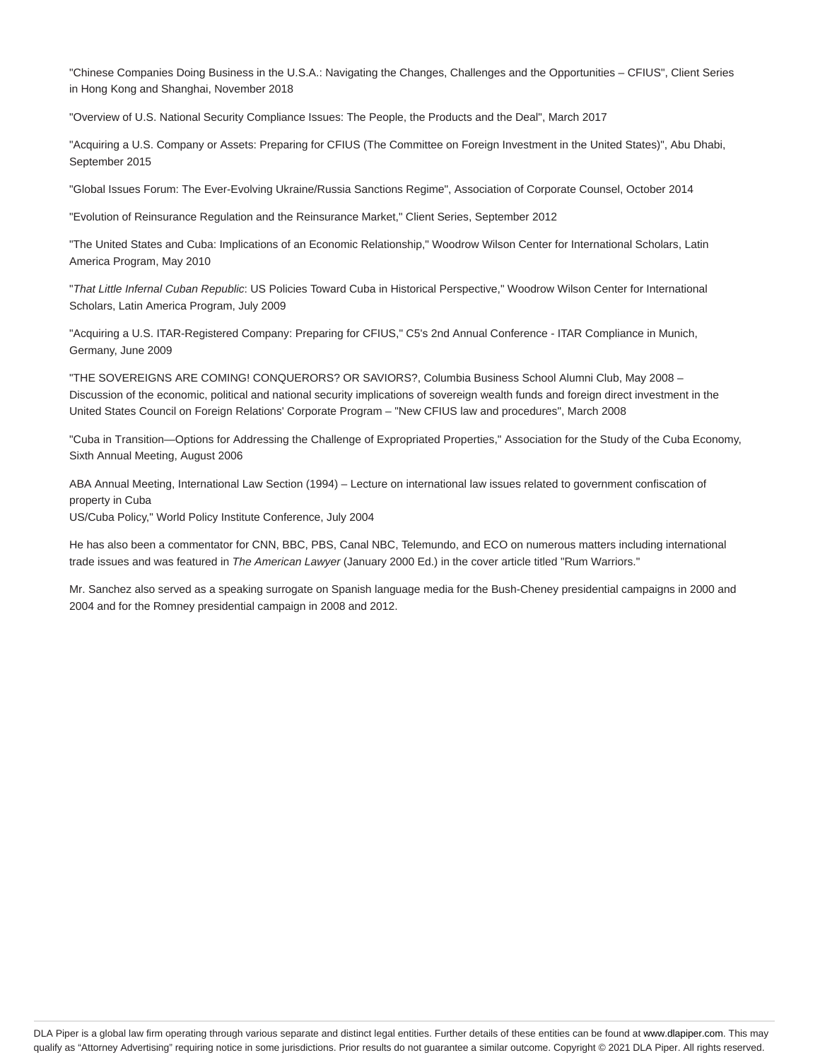"Chinese Companies Doing Business in the U.S.A.: Navigating the Changes, Challenges and the Opportunities – CFIUS", Client Series in Hong Kong and Shanghai, November 2018

"Overview of U.S. National Security Compliance Issues: The People, the Products and the Deal", March 2017

"Acquiring a U.S. Company or Assets: Preparing for CFIUS (The Committee on Foreign Investment in the United States)", Abu Dhabi, September 2015

"Global Issues Forum: The Ever-Evolving Ukraine/Russia Sanctions Regime", Association of Corporate Counsel, October 2014

"Evolution of Reinsurance Regulation and the Reinsurance Market," Client Series, September 2012

"The United States and Cuba: Implications of an Economic Relationship," Woodrow Wilson Center for International Scholars, Latin America Program, May 2010

"*That Little Infernal Cuban Republic*: US Policies Toward Cuba in Historical Perspective," Woodrow Wilson Center for International Scholars, Latin America Program, July 2009

"Acquiring a U.S. ITAR-Registered Company: Preparing for CFIUS," C5's 2nd Annual Conference - ITAR Compliance in Munich, Germany, June 2009

"THE SOVEREIGNS ARE COMING! CONQUERORS? OR SAVIORS?, Columbia Business School Alumni Club, May 2008 – Discussion of the economic, political and national security implications of sovereign wealth funds and foreign direct investment in the United States Council on Foreign Relations' Corporate Program – "New CFIUS law and procedures", March 2008

"Cuba in Transition—Options for Addressing the Challenge of Expropriated Properties," Association for the Study of the Cuba Economy, Sixth Annual Meeting, August 2006

ABA Annual Meeting, International Law Section (1994) – Lecture on international law issues related to government confiscation of property in Cuba
US/Cuba Policy," World Policy Institute Conference, July 2004

He has also been a commentator for CNN, BBC, PBS, Canal NBC, Telemundo, and ECO on numerous matters including international trade issues and was featured in *The American Lawyer* (January 2000 Ed.) in the cover article titled "Rum Warriors."

Mr. Sanchez also served as a speaking surrogate on Spanish language media for the Bush-Cheney presidential campaigns in 2000 and 2004 and for the Romney presidential campaign in 2008 and 2012.

DLA Piper is a global law firm operating through various separate and distinct legal entities. Further details of these entities can be found at www.dlapiper.com. This may qualify as "Attorney Advertising" requiring notice in some jurisdictions. Prior results do not guarantee a similar outcome. Copyright © 2021 DLA Piper. All rights reserved.